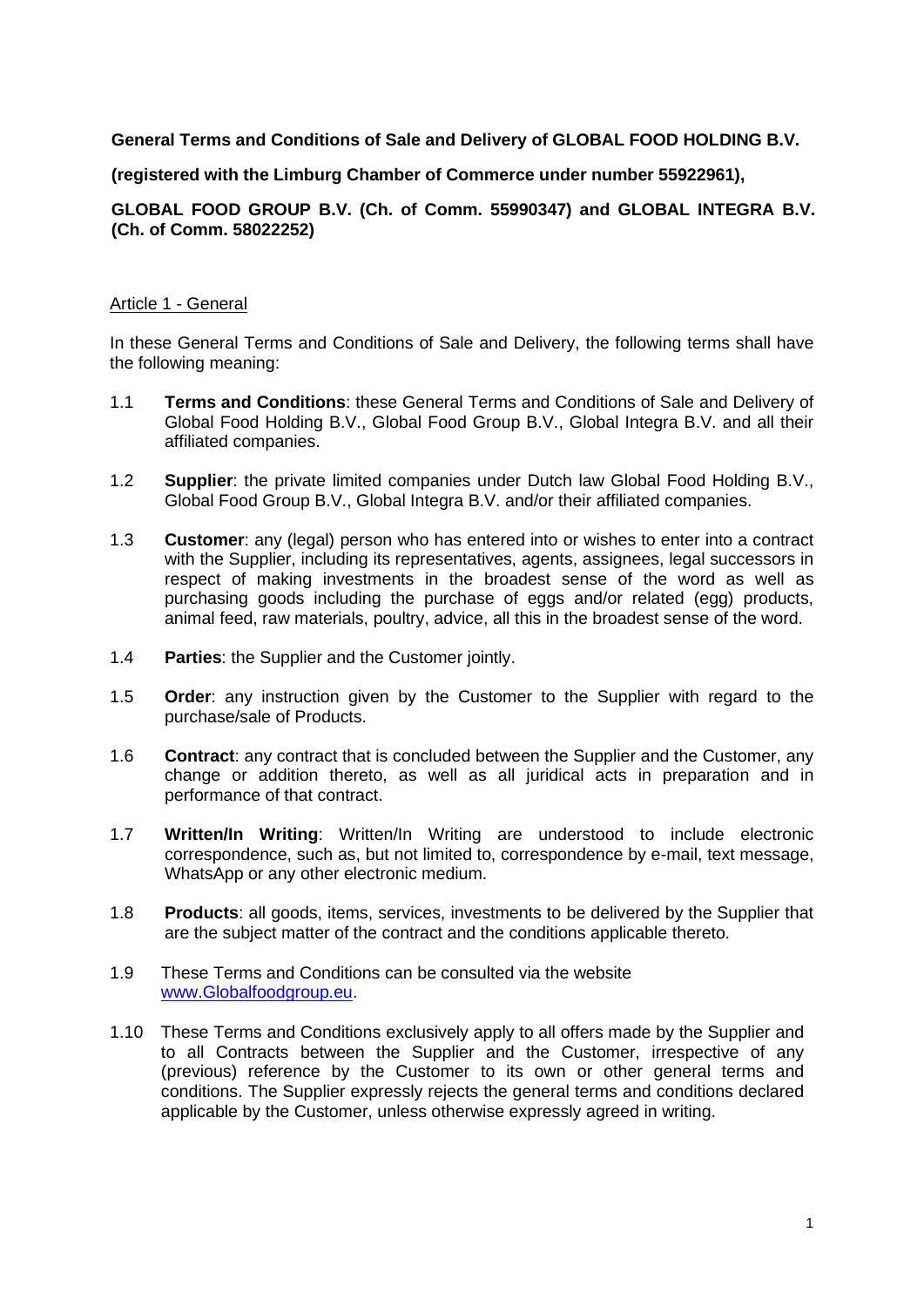**General Terms and Conditions of Sale and Delivery of GLOBAL FOOD HOLDING B.V.**

**(registered with the Limburg Chamber of Commerce under number 55922961),**

**GLOBAL FOOD GROUP B.V. (Ch. of Comm. 55990347) and GLOBAL INTEGRA B.V. (Ch. of Comm. 58022252)**

## Article 1 - General

In these General Terms and Conditions of Sale and Delivery, the following terms shall have the following meaning:

1.1 **Terms and Conditions**: these General Terms and Conditions of Sale and Delivery of Global Food Holding B.V., Global Food Group B.V., Global Integra B.V. and all their affiliated companies.

1.2 **Supplier**: the private limited companies under Dutch law Global Food Holding B.V., Global Food Group B.V., Global Integra B.V. and/or their affiliated companies.

1.3 **Customer**: any (legal) person who has entered into or wishes to enter into a contract with the Supplier, including its representatives, agents, assignees, legal successors in respect of making investments in the broadest sense of the word as well as purchasing goods including the purchase of eggs and/or related (egg) products, animal feed, raw materials, poultry, advice, all this in the broadest sense of the word.

1.4 **Parties**: the Supplier and the Customer jointly.

1.5 **Order**: any instruction given by the Customer to the Supplier with regard to the purchase/sale of Products.

1.6 **Contract**: any contract that is concluded between the Supplier and the Customer, any change or addition thereto, as well as all juridical acts in preparation and in performance of that contract.

1.7 **Written/In Writing**: Written/In Writing are understood to include electronic correspondence, such as, but not limited to, correspondence by e-mail, text message, WhatsApp or any other electronic medium.

1.8 **Products**: all goods, items, services, investments to be delivered by the Supplier that are the subject matter of the contract and the conditions applicable thereto.

1.9 These Terms and Conditions can be consulted via the website www.Globalfoodgroup.eu.

1.10 These Terms and Conditions exclusively apply to all offers made by the Supplier and to all Contracts between the Supplier and the Customer, irrespective of any (previous) reference by the Customer to its own or other general terms and conditions. The Supplier expressly rejects the general terms and conditions declared applicable by the Customer, unless otherwise expressly agreed in writing.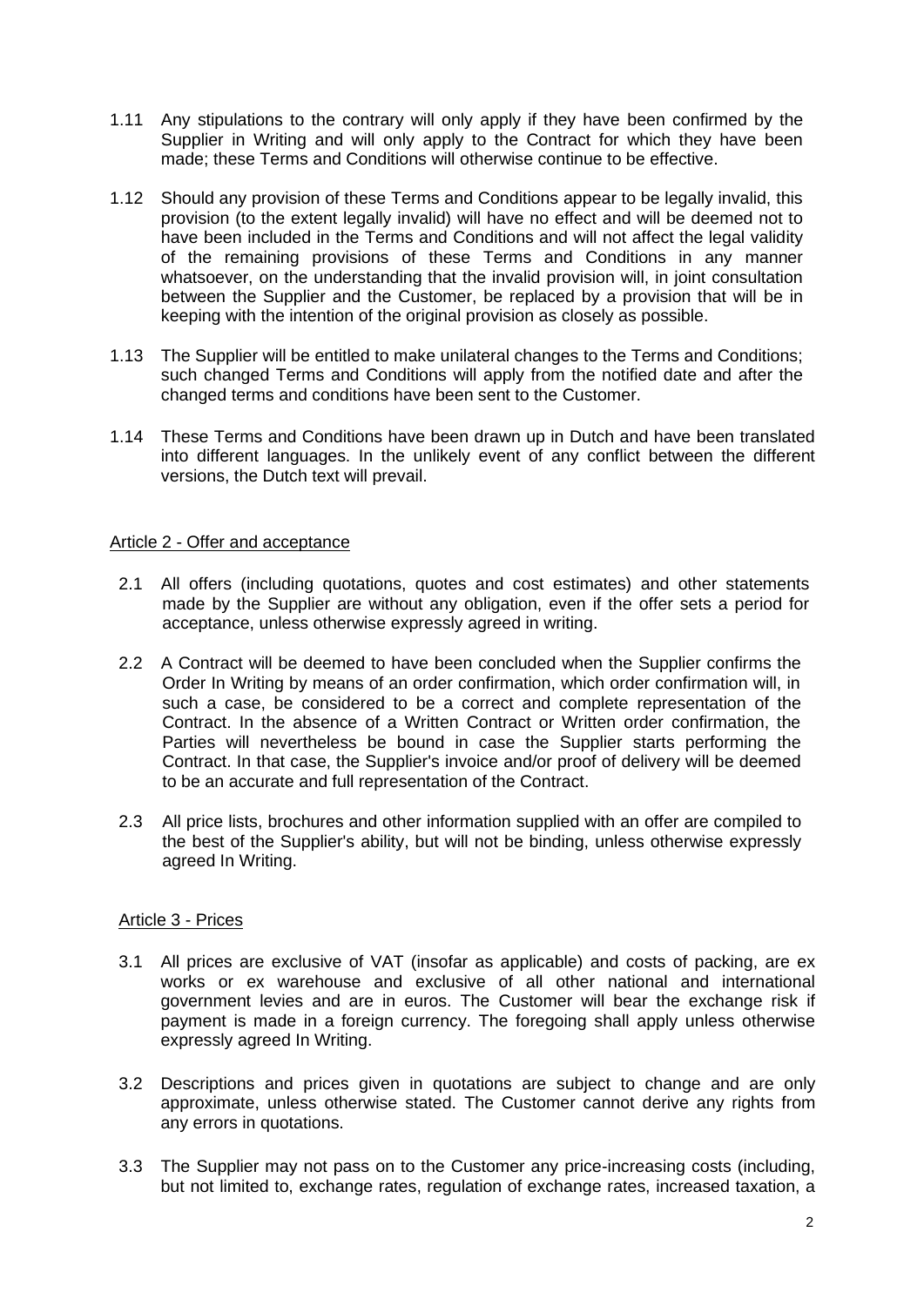1.11 Any stipulations to the contrary will only apply if they have been confirmed by the Supplier in Writing and will only apply to the Contract for which they have been made; these Terms and Conditions will otherwise continue to be effective.

1.12 Should any provision of these Terms and Conditions appear to be legally invalid, this provision (to the extent legally invalid) will have no effect and will be deemed not to have been included in the Terms and Conditions and will not affect the legal validity of the remaining provisions of these Terms and Conditions in any manner whatsoever, on the understanding that the invalid provision will, in joint consultation between the Supplier and the Customer, be replaced by a provision that will be in keeping with the intention of the original provision as closely as possible.

1.13 The Supplier will be entitled to make unilateral changes to the Terms and Conditions; such changed Terms and Conditions will apply from the notified date and after the changed terms and conditions have been sent to the Customer.

1.14 These Terms and Conditions have been drawn up in Dutch and have been translated into different languages. In the unlikely event of any conflict between the different versions, the Dutch text will prevail.

## Article 2 - Offer and acceptance

2.1 All offers (including quotations, quotes and cost estimates) and other statements made by the Supplier are without any obligation, even if the offer sets a period for acceptance, unless otherwise expressly agreed in writing.

2.2 A Contract will be deemed to have been concluded when the Supplier confirms the Order In Writing by means of an order confirmation, which order confirmation will, in such a case, be considered to be a correct and complete representation of the Contract. In the absence of a Written Contract or Written order confirmation, the Parties will nevertheless be bound in case the Supplier starts performing the Contract. In that case, the Supplier's invoice and/or proof of delivery will be deemed to be an accurate and full representation of the Contract.

2.3 All price lists, brochures and other information supplied with an offer are compiled to the best of the Supplier's ability, but will not be binding, unless otherwise expressly agreed In Writing.

## Article 3 - Prices

3.1 All prices are exclusive of VAT (insofar as applicable) and costs of packing, are ex works or ex warehouse and exclusive of all other national and international government levies and are in euros. The Customer will bear the exchange risk if payment is made in a foreign currency. The foregoing shall apply unless otherwise expressly agreed In Writing.

3.2 Descriptions and prices given in quotations are subject to change and are only approximate, unless otherwise stated. The Customer cannot derive any rights from any errors in quotations.

3.3 The Supplier may not pass on to the Customer any price-increasing costs (including, but not limited to, exchange rates, regulation of exchange rates, increased taxation, a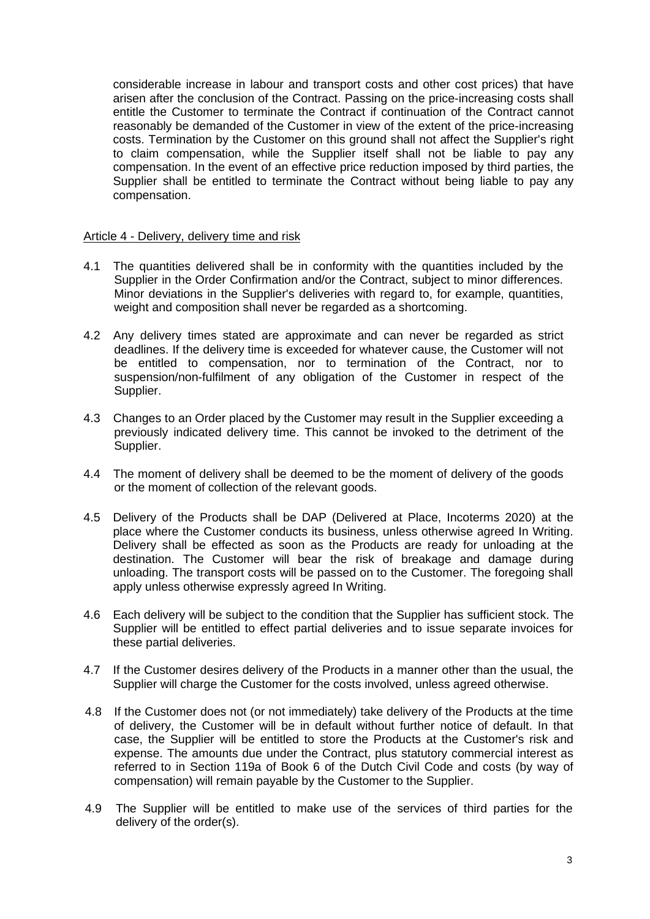considerable increase in labour and transport costs and other cost prices) that have arisen after the conclusion of the Contract. Passing on the price-increasing costs shall entitle the Customer to terminate the Contract if continuation of the Contract cannot reasonably be demanded of the Customer in view of the extent of the price-increasing costs. Termination by the Customer on this ground shall not affect the Supplier's right to claim compensation, while the Supplier itself shall not be liable to pay any compensation. In the event of an effective price reduction imposed by third parties, the Supplier shall be entitled to terminate the Contract without being liable to pay any compensation.

Article 4 - Delivery, delivery time and risk

4.1 The quantities delivered shall be in conformity with the quantities included by the Supplier in the Order Confirmation and/or the Contract, subject to minor differences. Minor deviations in the Supplier's deliveries with regard to, for example, quantities, weight and composition shall never be regarded as a shortcoming.

4.2 Any delivery times stated are approximate and can never be regarded as strict deadlines. If the delivery time is exceeded for whatever cause, the Customer will not be entitled to compensation, nor to termination of the Contract, nor to suspension/non-fulfilment of any obligation of the Customer in respect of the Supplier.

4.3 Changes to an Order placed by the Customer may result in the Supplier exceeding a previously indicated delivery time. This cannot be invoked to the detriment of the Supplier.

4.4 The moment of delivery shall be deemed to be the moment of delivery of the goods or the moment of collection of the relevant goods.

4.5 Delivery of the Products shall be DAP (Delivered at Place, Incoterms 2020) at the place where the Customer conducts its business, unless otherwise agreed In Writing. Delivery shall be effected as soon as the Products are ready for unloading at the destination. The Customer will bear the risk of breakage and damage during unloading. The transport costs will be passed on to the Customer. The foregoing shall apply unless otherwise expressly agreed In Writing.

4.6 Each delivery will be subject to the condition that the Supplier has sufficient stock. The Supplier will be entitled to effect partial deliveries and to issue separate invoices for these partial deliveries.

4.7 If the Customer desires delivery of the Products in a manner other than the usual, the Supplier will charge the Customer for the costs involved, unless agreed otherwise.

4.8 If the Customer does not (or not immediately) take delivery of the Products at the time of delivery, the Customer will be in default without further notice of default. In that case, the Supplier will be entitled to store the Products at the Customer's risk and expense. The amounts due under the Contract, plus statutory commercial interest as referred to in Section 119a of Book 6 of the Dutch Civil Code and costs (by way of compensation) will remain payable by the Customer to the Supplier.

4.9 The Supplier will be entitled to make use of the services of third parties for the delivery of the order(s).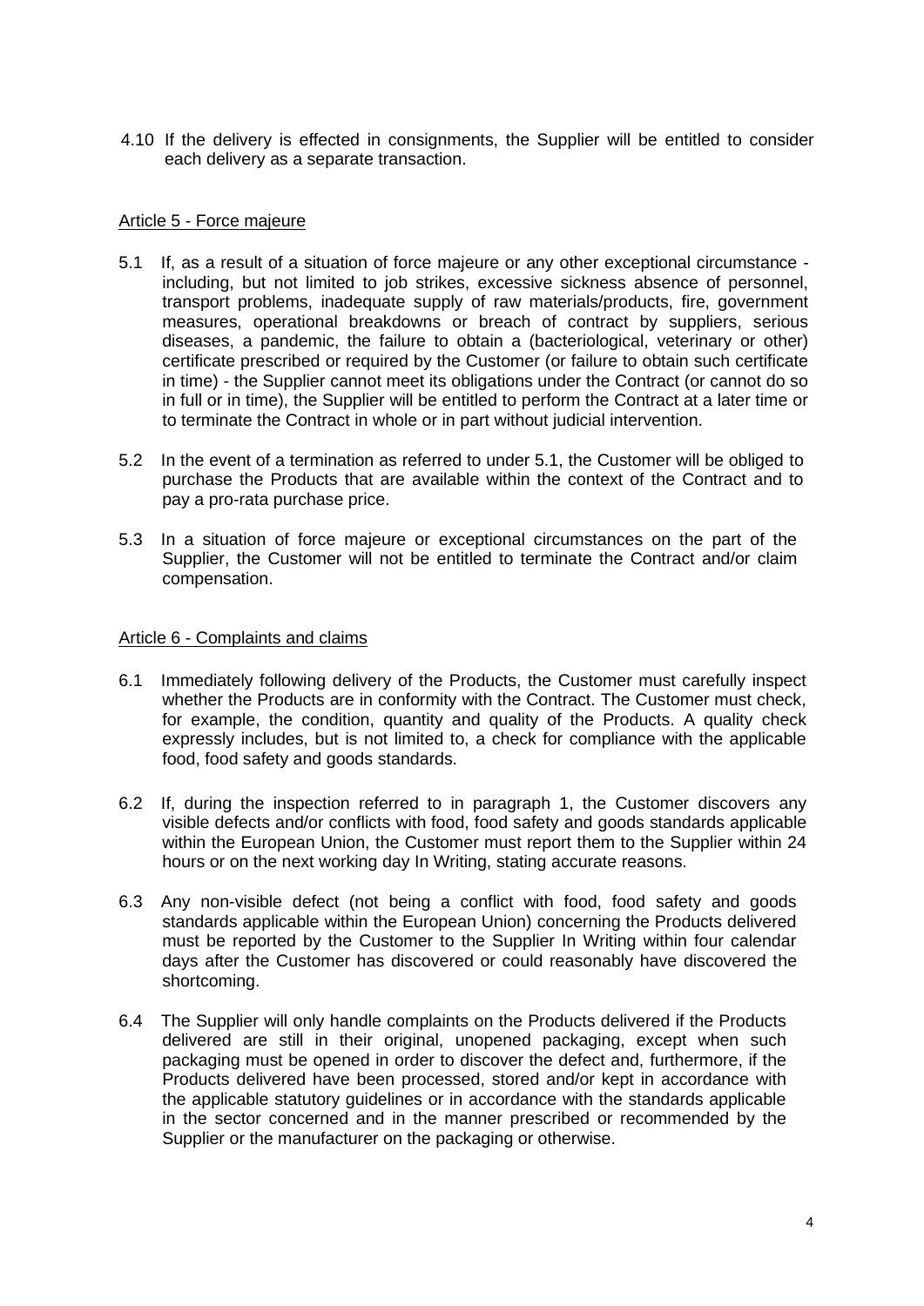4.10 If the delivery is effected in consignments, the Supplier will be entitled to consider each delivery as a separate transaction.

## Article 5 - Force majeure

5.1 If, as a result of a situation of force majeure or any other exceptional circumstance - including, but not limited to job strikes, excessive sickness absence of personnel, transport problems, inadequate supply of raw materials/products, fire, government measures, operational breakdowns or breach of contract by suppliers, serious diseases, a pandemic, the failure to obtain a (bacteriological, veterinary or other) certificate prescribed or required by the Customer (or failure to obtain such certificate in time) - the Supplier cannot meet its obligations under the Contract (or cannot do so in full or in time), the Supplier will be entitled to perform the Contract at a later time or to terminate the Contract in whole or in part without judicial intervention.

5.2 In the event of a termination as referred to under 5.1, the Customer will be obliged to purchase the Products that are available within the context of the Contract and to pay a pro-rata purchase price.

5.3 In a situation of force majeure or exceptional circumstances on the part of the Supplier, the Customer will not be entitled to terminate the Contract and/or claim compensation.

## Article 6 - Complaints and claims

6.1 Immediately following delivery of the Products, the Customer must carefully inspect whether the Products are in conformity with the Contract. The Customer must check, for example, the condition, quantity and quality of the Products. A quality check expressly includes, but is not limited to, a check for compliance with the applicable food, food safety and goods standards.

6.2 If, during the inspection referred to in paragraph 1, the Customer discovers any visible defects and/or conflicts with food, food safety and goods standards applicable within the European Union, the Customer must report them to the Supplier within 24 hours or on the next working day In Writing, stating accurate reasons.

6.3 Any non-visible defect (not being a conflict with food, food safety and goods standards applicable within the European Union) concerning the Products delivered must be reported by the Customer to the Supplier In Writing within four calendar days after the Customer has discovered or could reasonably have discovered the shortcoming.

6.4 The Supplier will only handle complaints on the Products delivered if the Products delivered are still in their original, unopened packaging, except when such packaging must be opened in order to discover the defect and, furthermore, if the Products delivered have been processed, stored and/or kept in accordance with the applicable statutory guidelines or in accordance with the standards applicable in the sector concerned and in the manner prescribed or recommended by the Supplier or the manufacturer on the packaging or otherwise.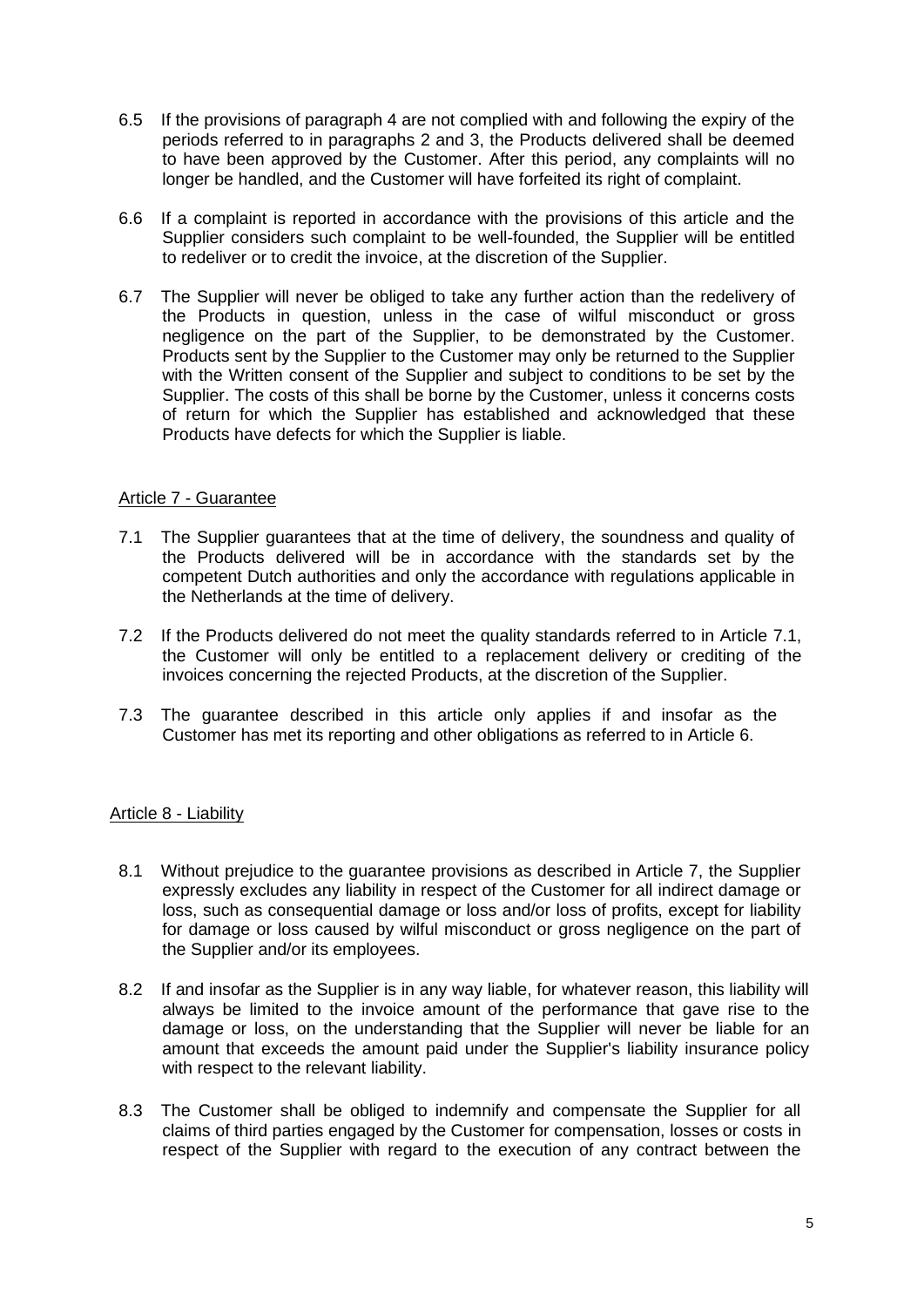6.5 If the provisions of paragraph 4 are not complied with and following the expiry of the periods referred to in paragraphs 2 and 3, the Products delivered shall be deemed to have been approved by the Customer. After this period, any complaints will no longer be handled, and the Customer will have forfeited its right of complaint.

6.6 If a complaint is reported in accordance with the provisions of this article and the Supplier considers such complaint to be well-founded, the Supplier will be entitled to redeliver or to credit the invoice, at the discretion of the Supplier.

6.7 The Supplier will never be obliged to take any further action than the redelivery of the Products in question, unless in the case of wilful misconduct or gross negligence on the part of the Supplier, to be demonstrated by the Customer. Products sent by the Supplier to the Customer may only be returned to the Supplier with the Written consent of the Supplier and subject to conditions to be set by the Supplier. The costs of this shall be borne by the Customer, unless it concerns costs of return for which the Supplier has established and acknowledged that these Products have defects for which the Supplier is liable.

## Article 7 - Guarantee

7.1 The Supplier guarantees that at the time of delivery, the soundness and quality of the Products delivered will be in accordance with the standards set by the competent Dutch authorities and only the accordance with regulations applicable in the Netherlands at the time of delivery.

7.2 If the Products delivered do not meet the quality standards referred to in Article 7.1, the Customer will only be entitled to a replacement delivery or crediting of the invoices concerning the rejected Products, at the discretion of the Supplier.

7.3 The guarantee described in this article only applies if and insofar as the Customer has met its reporting and other obligations as referred to in Article 6.

## Article 8 - Liability

8.1 Without prejudice to the guarantee provisions as described in Article 7, the Supplier expressly excludes any liability in respect of the Customer for all indirect damage or loss, such as consequential damage or loss and/or loss of profits, except for liability for damage or loss caused by wilful misconduct or gross negligence on the part of the Supplier and/or its employees.

8.2 If and insofar as the Supplier is in any way liable, for whatever reason, this liability will always be limited to the invoice amount of the performance that gave rise to the damage or loss, on the understanding that the Supplier will never be liable for an amount that exceeds the amount paid under the Supplier's liability insurance policy with respect to the relevant liability.

8.3 The Customer shall be obliged to indemnify and compensate the Supplier for all claims of third parties engaged by the Customer for compensation, losses or costs in respect of the Supplier with regard to the execution of any contract between the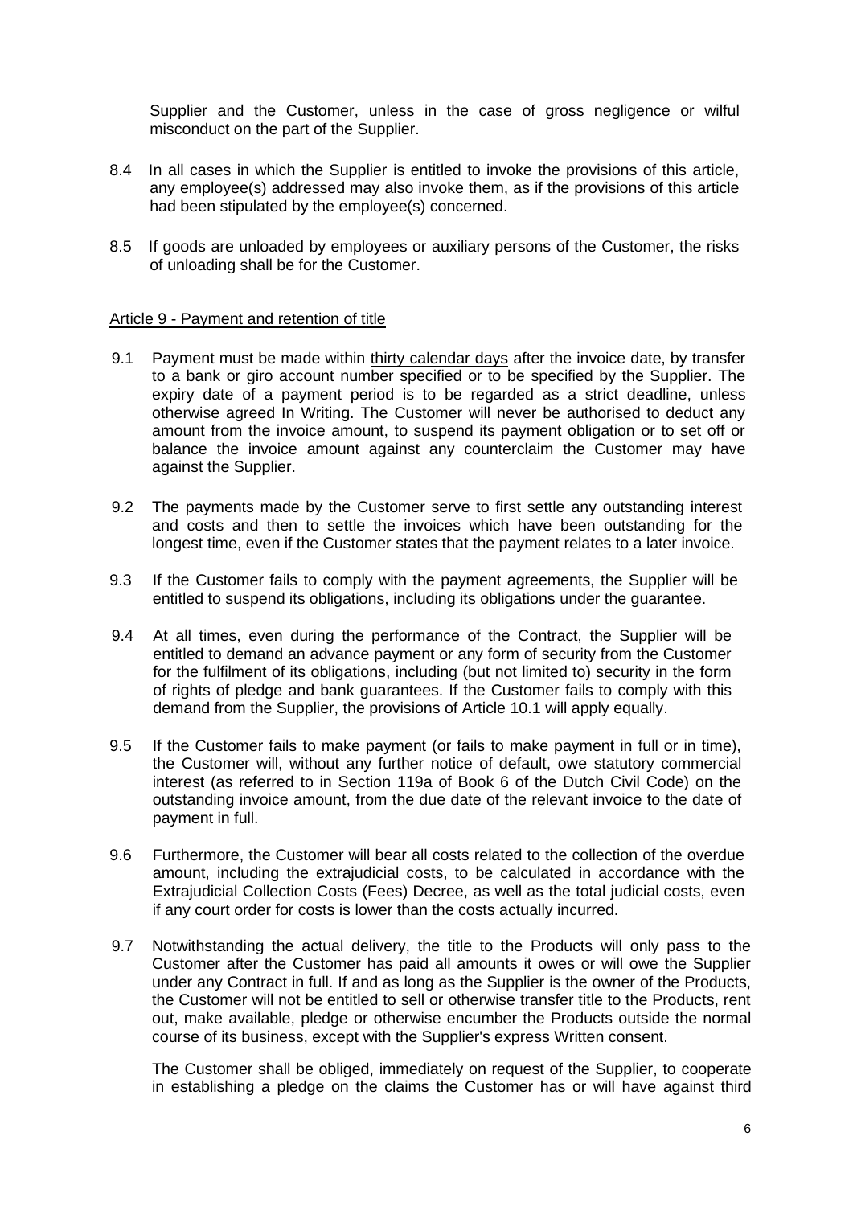Supplier and the Customer, unless in the case of gross negligence or wilful misconduct on the part of the Supplier.

8.4 In all cases in which the Supplier is entitled to invoke the provisions of this article, any employee(s) addressed may also invoke them, as if the provisions of this article had been stipulated by the employee(s) concerned.

8.5 If goods are unloaded by employees or auxiliary persons of the Customer, the risks of unloading shall be for the Customer.

<u>Article 9 - Payment and retention of title</u>

9.1 Payment must be made within <u>thirty calendar days</u> after the invoice date, by transfer to a bank or giro account number specified or to be specified by the Supplier. The expiry date of a payment period is to be regarded as a strict deadline, unless otherwise agreed In Writing. The Customer will never be authorised to deduct any amount from the invoice amount, to suspend its payment obligation or to set off or balance the invoice amount against any counterclaim the Customer may have against the Supplier.

9.2 The payments made by the Customer serve to first settle any outstanding interest and costs and then to settle the invoices which have been outstanding for the longest time, even if the Customer states that the payment relates to a later invoice.

9.3 If the Customer fails to comply with the payment agreements, the Supplier will be entitled to suspend its obligations, including its obligations under the guarantee.

9.4 At all times, even during the performance of the Contract, the Supplier will be entitled to demand an advance payment or any form of security from the Customer for the fulfilment of its obligations, including (but not limited to) security in the form of rights of pledge and bank guarantees. If the Customer fails to comply with this demand from the Supplier, the provisions of Article 10.1 will apply equally.

9.5 If the Customer fails to make payment (or fails to make payment in full or in time), the Customer will, without any further notice of default, owe statutory commercial interest (as referred to in Section 119a of Book 6 of the Dutch Civil Code) on the outstanding invoice amount, from the due date of the relevant invoice to the date of payment in full.

9.6 Furthermore, the Customer will bear all costs related to the collection of the overdue amount, including the extrajudicial costs, to be calculated in accordance with the Extrajudicial Collection Costs (Fees) Decree, as well as the total judicial costs, even if any court order for costs is lower than the costs actually incurred.

9.7 Notwithstanding the actual delivery, the title to the Products will only pass to the Customer after the Customer has paid all amounts it owes or will owe the Supplier under any Contract in full. If and as long as the Supplier is the owner of the Products, the Customer will not be entitled to sell or otherwise transfer title to the Products, rent out, make available, pledge or otherwise encumber the Products outside the normal course of its business, except with the Supplier's express Written consent.

The Customer shall be obliged, immediately on request of the Supplier, to cooperate in establishing a pledge on the claims the Customer has or will have against third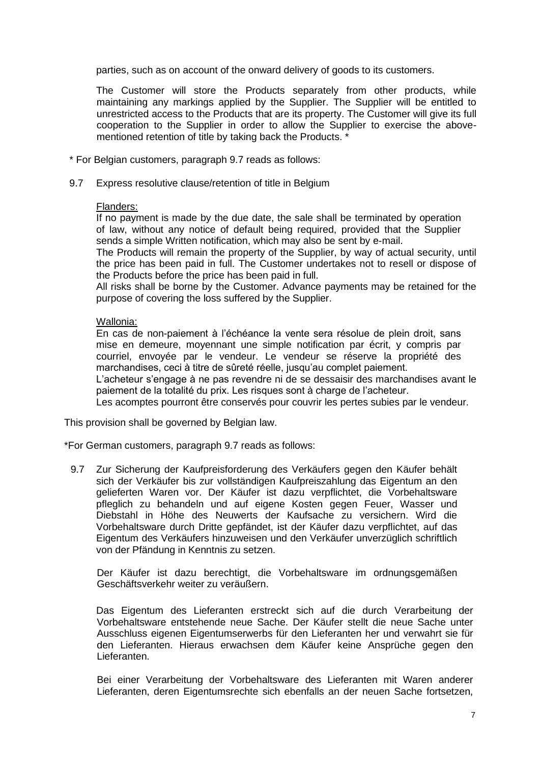parties, such as on account of the onward delivery of goods to its customers.

The Customer will store the Products separately from other products, while maintaining any markings applied by the Supplier. The Supplier will be entitled to unrestricted access to the Products that are its property. The Customer will give its full cooperation to the Supplier in order to allow the Supplier to exercise the above-mentioned retention of title by taking back the Products. *

\* For Belgian customers, paragraph 9.7 reads as follows:

9.7 Express resolutive clause/retention of title in Belgium

<u>Flanders:</u>
If no payment is made by the due date, the sale shall be terminated by operation of law, without any notice of default being required, provided that the Supplier sends a simple Written notification, which may also be sent by e-mail.
The Products will remain the property of the Supplier, by way of actual security, until the price has been paid in full. The Customer undertakes not to resell or dispose of the Products before the price has been paid in full.
All risks shall be borne by the Customer. Advance payments may be retained for the purpose of covering the loss suffered by the Supplier.

<u>Wallonia:</u>
En cas de non-paiement à l'échéance la vente sera résolue de plein droit, sans mise en demeure, moyennant une simple notification par écrit, y compris par courriel, envoyée par le vendeur. Le vendeur se réserve la propriété des marchandises, ceci à titre de sûreté réelle, jusqu'au complet paiement.
L'acheteur s'engage à ne pas revendre ni de se dessaisir des marchandises avant le paiement de la totalité du prix. Les risques sont à charge de l'acheteur.
Les acomptes pourront être conservés pour couvrir les pertes subies par le vendeur.

This provision shall be governed by Belgian law.

*For German customers, paragraph 9.7 reads as follows:

9.7 Zur Sicherung der Kaufpreisforderung des Verkäufers gegen den Käufer behält sich der Verkäufer bis zur vollständigen Kaufpreiszahlung das Eigentum an den gelieferten Waren vor. Der Käufer ist dazu verpflichtet, die Vorbehaltsware pfleglich zu behandeln und auf eigene Kosten gegen Feuer, Wasser und Diebstahl in Höhe des Neuwerts der Kaufsache zu versichern. Wird die Vorbehaltsware durch Dritte gepfändet, ist der Käufer dazu verpflichtet, auf das Eigentum des Verkäufers hinzuweisen und den Verkäufer unverzüglich schriftlich von der Pfändung in Kenntnis zu setzen.

Der Käufer ist dazu berechtigt, die Vorbehaltsware im ordnungsgemäßen Geschäftsverkehr weiter zu veräußern.

Das Eigentum des Lieferanten erstreckt sich auf die durch Verarbeitung der Vorbehaltsware entstehende neue Sache. Der Käufer stellt die neue Sache unter Ausschluss eigenen Eigentumserwerbs für den Lieferanten her und verwahrt sie für den Lieferanten. Hieraus erwachsen dem Käufer keine Ansprüche gegen den Lieferanten.

Bei einer Verarbeitung der Vorbehaltsware des Lieferanten mit Waren anderer Lieferanten, deren Eigentumsrechte sich ebenfalls an der neuen Sache fortsetzen,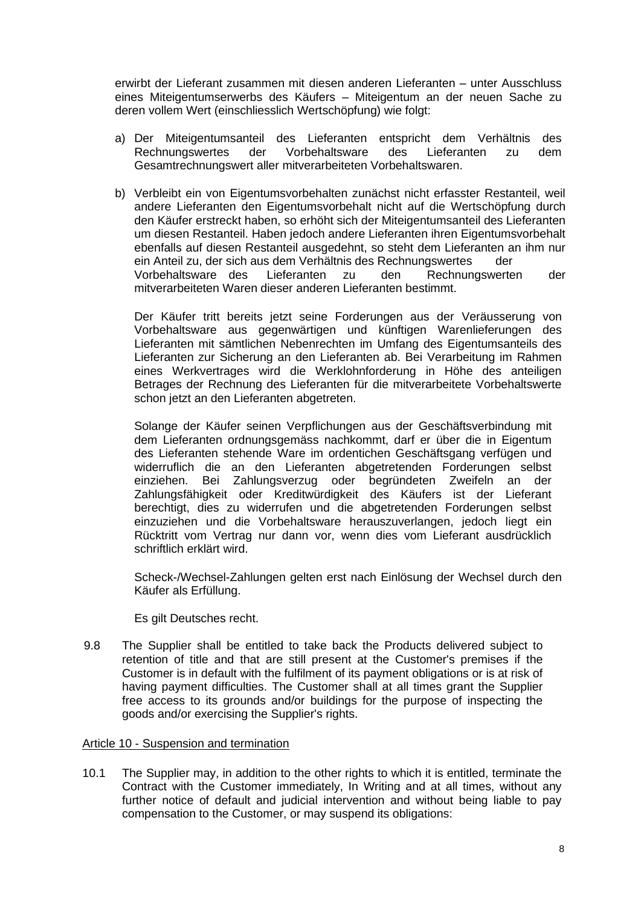erwirbt der Lieferant zusammen mit diesen anderen Lieferanten – unter Ausschluss eines Miteigentumserwerbs des Käufers – Miteigentum an der neuen Sache zu deren vollem Wert (einschliesslich Wertschöpfung) wie folgt:

a) Der Miteigentumsanteil des Lieferanten entspricht dem Verhältnis des Rechnungswertes der Vorbehaltsware des Lieferanten zu dem Gesamtrechnungswert aller mitverarbeiteten Vorbehaltswaren.

b) Verbleibt ein von Eigentumsvorbehalten zunächst nicht erfasster Restanteil, weil andere Lieferanten den Eigentumsvorbehalt nicht auf die Wertschöpfung durch den Käufer erstreckt haben, so erhöht sich der Miteigentumsanteil des Lieferanten um diesen Restanteil. Haben jedoch andere Lieferanten ihren Eigentumsvorbehalt ebenfalls auf diesen Restanteil ausgedehnt, so steht dem Lieferanten an ihm nur ein Anteil zu, der sich aus dem Verhältnis des Rechnungswertes der Vorbehaltsware des Lieferanten zu den Rechnungswerten der mitverarbeiteten Waren dieser anderen Lieferanten bestimmt.

   Der Käufer tritt bereits jetzt seine Forderungen aus der Veräusserung von Vorbehaltsware aus gegenwärtigen und künftigen Warenlieferungen des Lieferanten mit sämtlichen Nebenrechten im Umfang des Eigentumsanteils des Lieferanten zur Sicherung an den Lieferanten ab. Bei Verarbeitung im Rahmen eines Werkvertrages wird die Werklohnforderung in Höhe des anteiligen Betrages der Rechnung des Lieferanten für die mitverarbeitete Vorbehaltswerte schon jetzt an den Lieferanten abgetreten.

   Solange der Käufer seinen Verpflichungen aus der Geschäftsverbindung mit dem Lieferanten ordnungsgemäss nachkommt, darf er über die in Eigentum des Lieferanten stehende Ware im ordentichen Geschäftsgang verfügen und widerruflich die an den Lieferanten abgetretenden Forderungen selbst einziehen. Bei Zahlungsverzug oder begründeten Zweifeln an der Zahlungsfähigkeit oder Kreditwürdigkeit des Käufers ist der Lieferant berechtigt, dies zu widerrufen und die abgetretenden Forderungen selbst einzuziehen und die Vorbehaltsware herauszuverlangen, jedoch liegt ein Rücktritt vom Vertrag nur dann vor, wenn dies vom Lieferant ausdrücklich schriftlich erklärt wird.

   Scheck-/Wechsel-Zahlungen gelten erst nach Einlösung der Wechsel durch den Käufer als Erfüllung.

   Es gilt Deutsches recht.

9.8 The Supplier shall be entitled to take back the Products delivered subject to retention of title and that are still present at the Customer's premises if the Customer is in default with the fulfilment of its payment obligations or is at risk of having payment difficulties. The Customer shall at all times grant the Supplier free access to its grounds and/or buildings for the purpose of inspecting the goods and/or exercising the Supplier's rights.

## Article 10 - Suspension and termination

10.1 The Supplier may, in addition to the other rights to which it is entitled, terminate the Contract with the Customer immediately, In Writing and at all times, without any further notice of default and judicial intervention and without being liable to pay compensation to the Customer, or may suspend its obligations: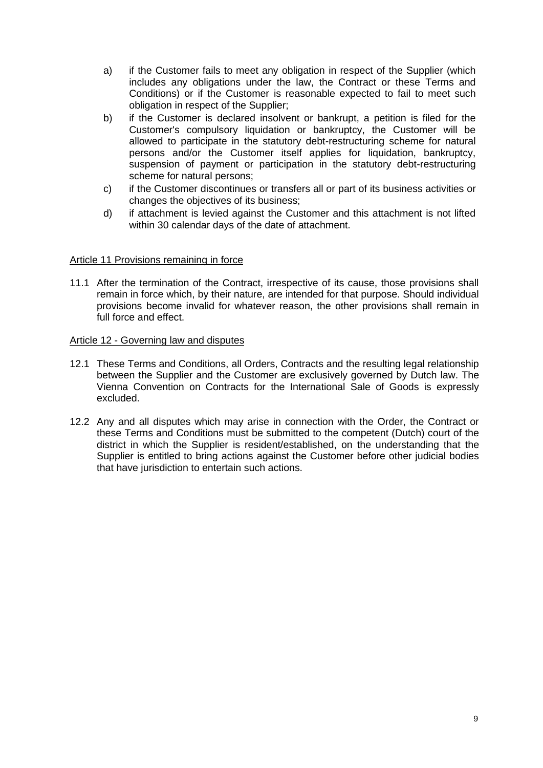a) if the Customer fails to meet any obligation in respect of the Supplier (which includes any obligations under the law, the Contract or these Terms and Conditions) or if the Customer is reasonable expected to fail to meet such obligation in respect of the Supplier;

b) if the Customer is declared insolvent or bankrupt, a petition is filed for the Customer's compulsory liquidation or bankruptcy, the Customer will be allowed to participate in the statutory debt-restructuring scheme for natural persons and/or the Customer itself applies for liquidation, bankruptcy, suspension of payment or participation in the statutory debt-restructuring scheme for natural persons;

c) if the Customer discontinues or transfers all or part of its business activities or changes the objectives of its business;

d) if attachment is levied against the Customer and this attachment is not lifted within 30 calendar days of the date of attachment.

## Article 11 Provisions remaining in force

11.1 After the termination of the Contract, irrespective of its cause, those provisions shall remain in force which, by their nature, are intended for that purpose. Should individual provisions become invalid for whatever reason, the other provisions shall remain in full force and effect.

## Article 12 - Governing law and disputes

12.1 These Terms and Conditions, all Orders, Contracts and the resulting legal relationship between the Supplier and the Customer are exclusively governed by Dutch law. The Vienna Convention on Contracts for the International Sale of Goods is expressly excluded.

12.2 Any and all disputes which may arise in connection with the Order, the Contract or these Terms and Conditions must be submitted to the competent (Dutch) court of the district in which the Supplier is resident/established, on the understanding that the Supplier is entitled to bring actions against the Customer before other judicial bodies that have jurisdiction to entertain such actions.